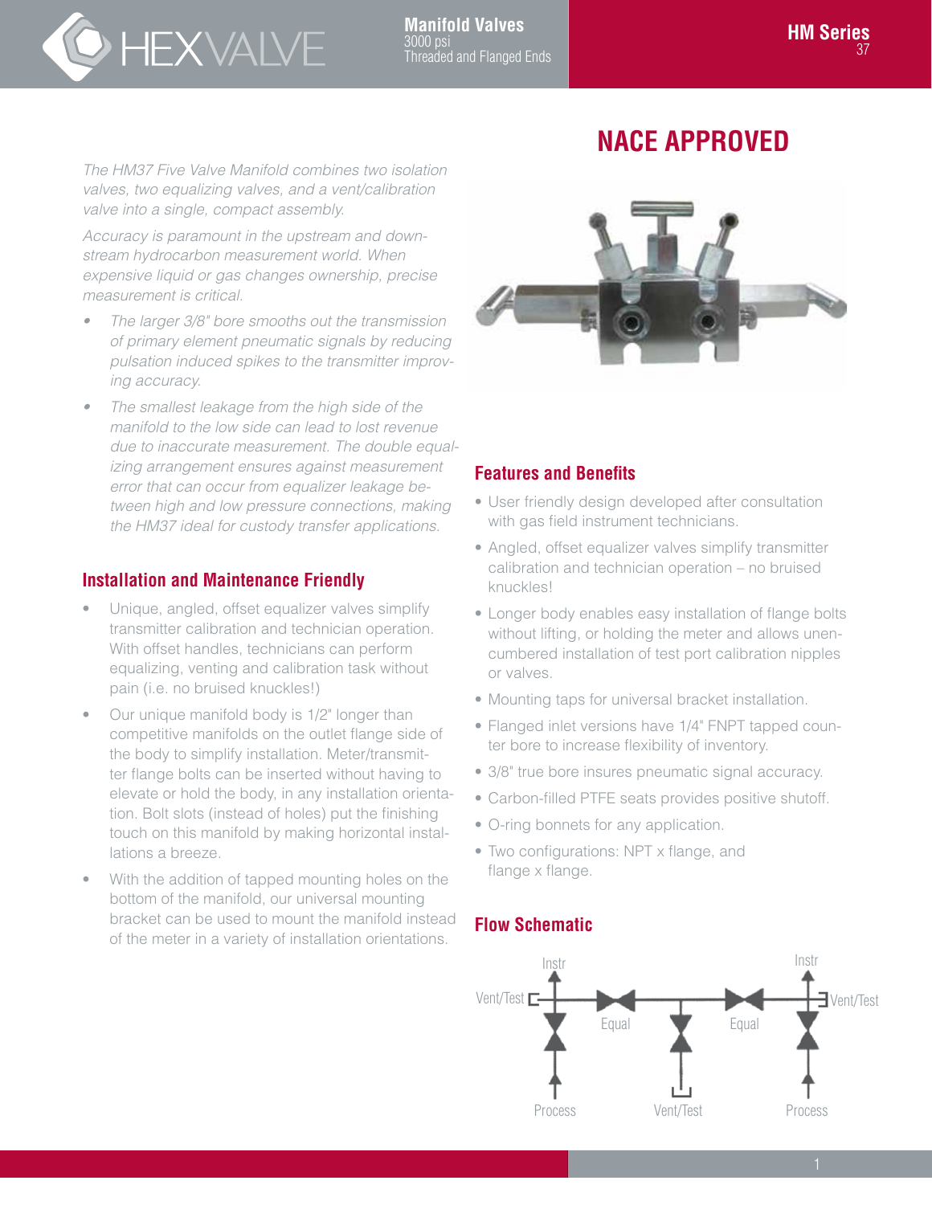# NACE APPROVED

*The HM37 Five Valve Manifold combines two isolation valves, two equalizing valves, and a vent/calibration valve into a single, compact assembly.*

*Accuracy is paramount in the upstream and downstream hydrocarbon measurement world. When expensive liquid or gas changes ownership, precise measurement is critical.*

- *The larger 3/8" bore smooths out the transmission of primary element pneumatic signals by reducing pulsation induced spikes to the transmitter improving accuracy.*
- *The smallest leakage from the high side of the manifold to the low side can lead to lost revenue due to inaccurate measurement. The double equalizing arrangement ensures against measurement error that can occur from equalizer leakage between high and low pressure connections, making the HM37 ideal for custody transfer applications.*

## Installation and Maintenance Friendly

- Unique, angled, offset equalizer valves simplify transmitter calibration and technician operation. With offset handles, technicians can perform equalizing, venting and calibration task without pain (i.e. no bruised knuckles!)
- Our unique manifold body is 1/2" longer than competitive manifolds on the outlet flange side of the body to simplify installation. Meter/transmitter flange bolts can be inserted without having to elevate or hold the body, in any installation orientation. Bolt slots (instead of holes) put the finishing touch on this manifold by making horizontal installations a breeze.
- With the addition of tapped mounting holes on the bottom of the manifold, our universal mounting bracket can be used to mount the manifold instead of the meter in a variety of installation orientations.

## Features and Benefits

- User friendly design developed after consultation with gas field instrument technicians.
- Angled, offset equalizer valves simplify transmitter calibration and technician operation – no bruised knuckles!
- Longer body enables easy installation of flange bolts without lifting, or holding the meter and allows unencumbered installation of test port calibration nipples or valves.
- Mounting taps for universal bracket installation.
- Flanged inlet versions have 1/4" FNPT tapped counter bore to increase flexibility of inventory.
- 3/8" true bore insures pneumatic signal accuracy.
- Carbon-filled PTFE seats provides positive shutoff.
- O-ring bonnets for any application.
- Two configurations: NPT x flange, and flange x flange.

## Flow Schematic

Instr, Vent/Test, Equal, Equal, Instr, Vent/Test, Process, Vent/Test, Process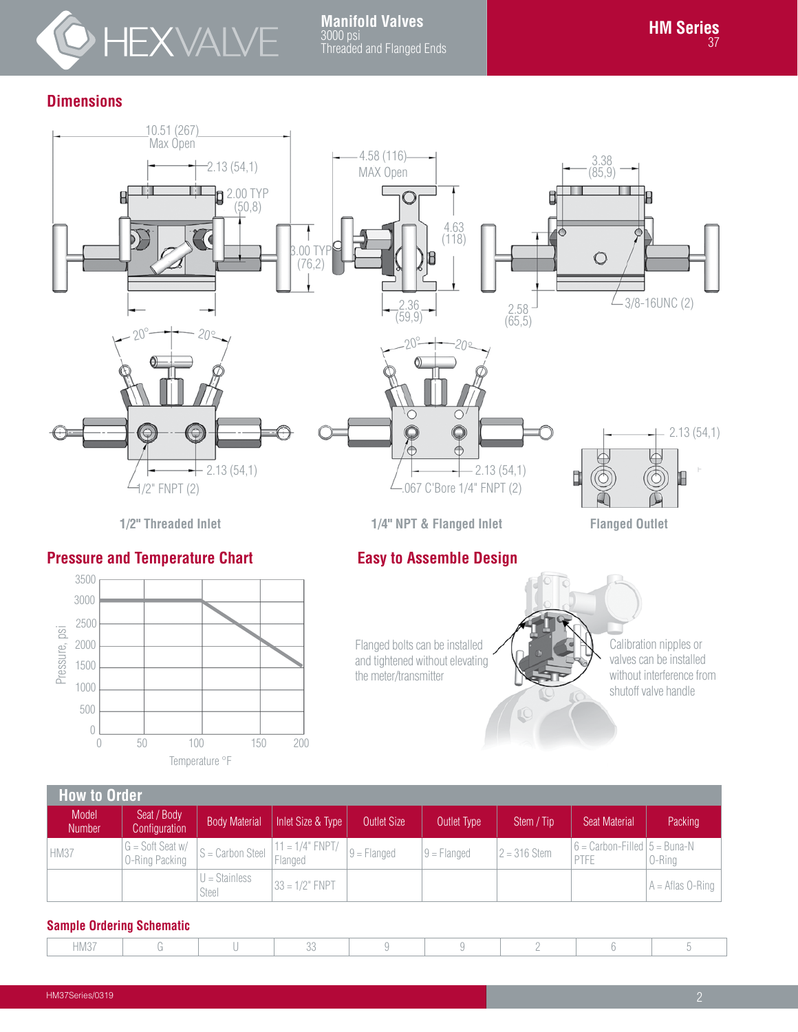## Dimensions

10.51 (267)
Max Open
2.13 (54,1)
2.00 TYP
(50,8)
3.00 TYP
(76,2)
4.58 (116)
MAX Open
4.63
(118)
2.36
(59,9)
3.38
(85,9)
2.58
(65,5)
3/8-16UNC (2)
20°
20°
2.13 (54,1)
1/2" FNPT (2)
20°
20°
2.13 (54,1)
.067 C'Bore 1/4" FNPT (2)
2.13 (54,1)

**1/2" Threaded Inlet**

**1/4" NPT & Flanged Inlet**

**Flanged Outlet**

## Pressure and Temperature Chart

Pressure, psi
3500
3000
2500
2000
1500
1000
500
0
0
50
100
150
200
Temperature °F

## Easy to Assemble Design

Flanged bolts can be installed and tightened without elevating the meter/transmitter

Calibration nipples or valves can be installed without interference from shutoff valve handle

## How to Order

| Model Number | Seat / Body Configuration | Body Material | Inlet Size & Type | Outlet Size | Outlet Type | Stem / Tip | Seat Material | Packing |
|---|---|---|---|---|---|---|---|---|
| HM37 | G = Soft Seat w/ O-Ring Packing | S = Carbon Steel | 11 = 1/4" FNPT/ Flanged | 9 = Flanged | 9 = Flanged | 2 = 316 Stem | 6 = Carbon-Filled PTFE | 5 = Buna-N O-Ring |
| | | U = Stainless Steel | 33 = 1/2" FNPT | | | | | A = Aflas O-Ring |

### Sample Ordering Schematic

| | | | | | | | | |
|---|---|---|---|---|---|---|---|---|
| HM37 | G | U | 33 | 9 | 9 | 2 | 6 | 5 |

HM37Series/0319